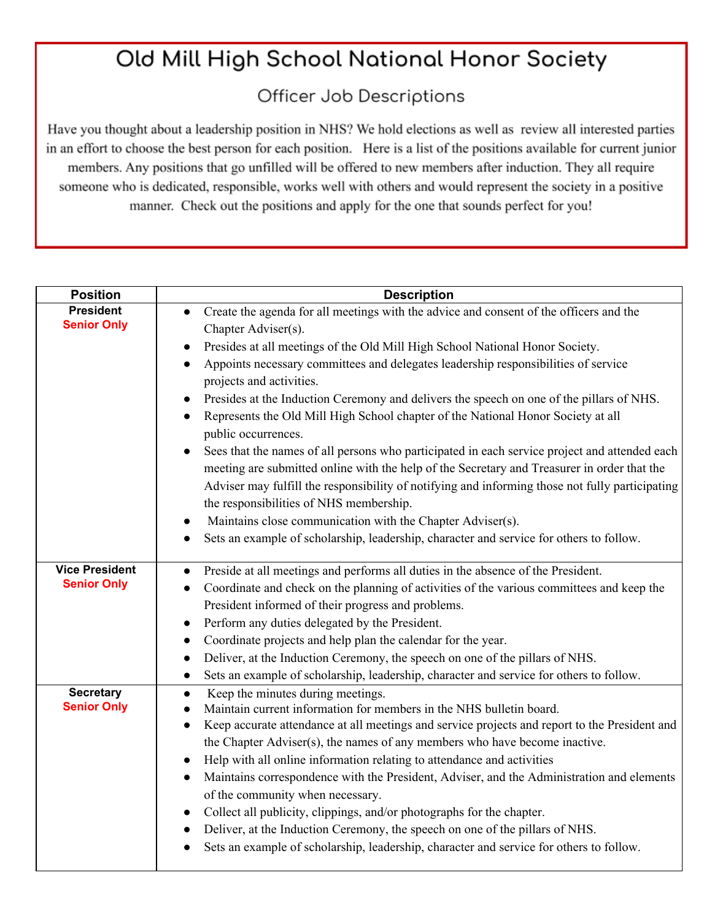# Old Mill High School National Honor Society

## Officer Job Descriptions

Have you thought about a leadership position in NHS? We hold elections as well as review all interested parties in an effort to choose the best person for each position. Here is a list of the positions available for current junior members. Any positions that go unfilled will be offered to new members after induction. They all require someone who is dedicated, responsible, works well with others and would represent the society in a positive manner. Check out the positions and apply for the one that sounds perfect for you!

| Position | Description |
|---|---|
| **President**<br>**Senior Only** | • Create the agenda for all meetings with the advice and consent of the officers and the Chapter Adviser(s).<br>• Presides at all meetings of the Old Mill High School National Honor Society.<br>• Appoints necessary committees and delegates leadership responsibilities of service projects and activities.<br>• Presides at the Induction Ceremony and delivers the speech on one of the pillars of NHS.<br>• Represents the Old Mill High School chapter of the National Honor Society at all public occurrences.<br>• Sees that the names of all persons who participated in each service project and attended each meeting are submitted online with the help of the Secretary and Treasurer in order that the Adviser may fulfill the responsibility of notifying and informing those not fully participating the responsibilities of NHS membership.<br>• Maintains close communication with the Chapter Adviser(s).<br>• Sets an example of scholarship, leadership, character and service for others to follow. |
| **Vice President**<br>**Senior Only** | • Preside at all meetings and performs all duties in the absence of the President.<br>• Coordinate and check on the planning of activities of the various committees and keep the President informed of their progress and problems.<br>• Perform any duties delegated by the President.<br>• Coordinate projects and help plan the calendar for the year.<br>• Deliver, at the Induction Ceremony, the speech on one of the pillars of NHS.<br>• Sets an example of scholarship, leadership, character and service for others to follow. |
| **Secretary**<br>**Senior Only** | • Keep the minutes during meetings.<br>• Maintain current information for members in the NHS bulletin board.<br>• Keep accurate attendance at all meetings and service projects and report to the President and the Chapter Adviser(s), the names of any members who have become inactive.<br>• Help with all online information relating to attendance and activities<br>• Maintains correspondence with the President, Adviser, and the Administration and elements of the community when necessary.<br>• Collect all publicity, clippings, and/or photographs for the chapter.<br>• Deliver, at the Induction Ceremony, the speech on one of the pillars of NHS.<br>• Sets an example of scholarship, leadership, character and service for others to follow. |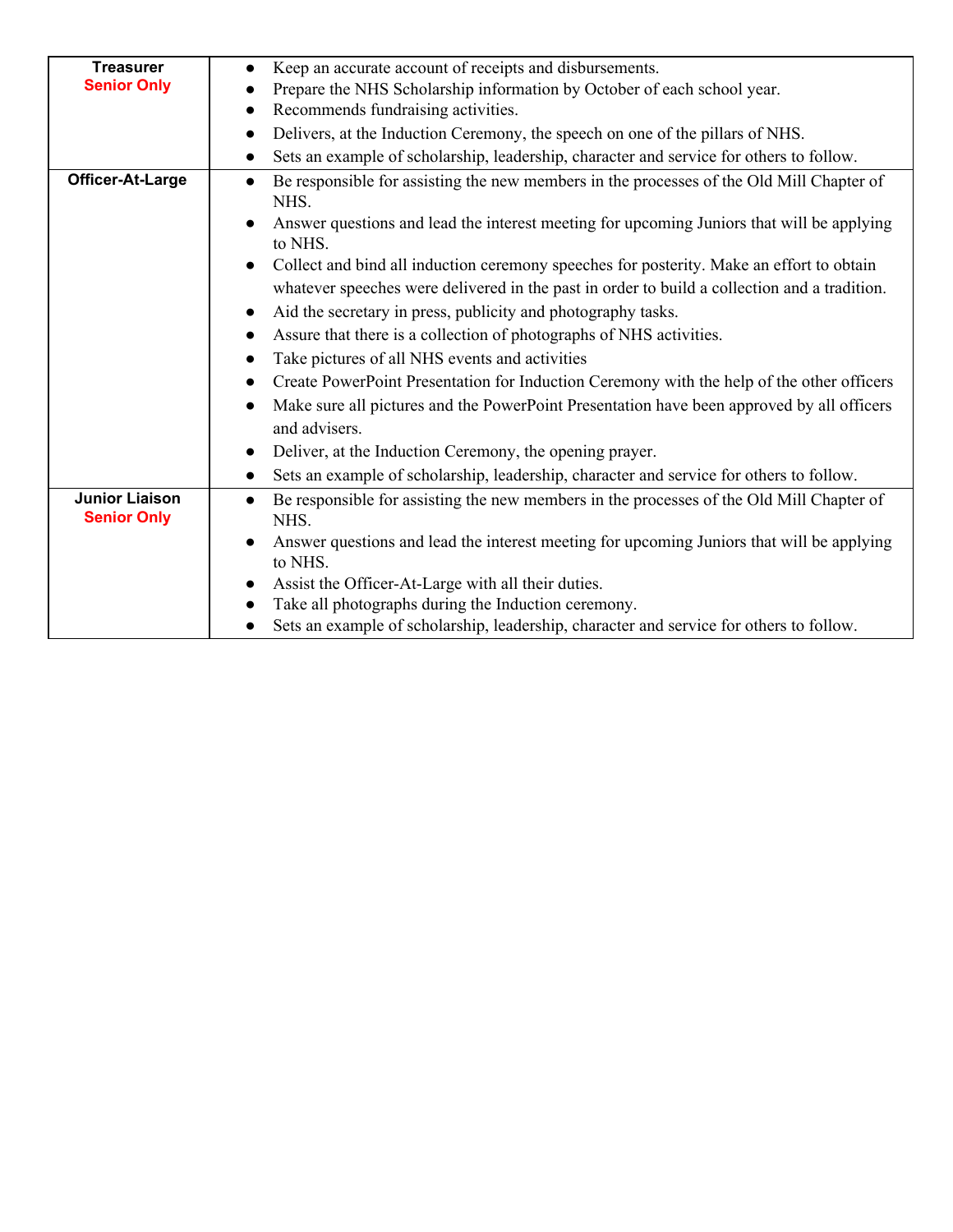| | |
|---|---|
| **Treasurer** **Senior Only** | • Keep an accurate account of receipts and disbursements.<br>• Prepare the NHS Scholarship information by October of each school year.<br>• Recommends fundraising activities.<br>• Delivers, at the Induction Ceremony, the speech on one of the pillars of NHS.<br>• Sets an example of scholarship, leadership, character and service for others to follow. |
| **Officer-At-Large** | • Be responsible for assisting the new members in the processes of the Old Mill Chapter of NHS.<br>• Answer questions and lead the interest meeting for upcoming Juniors that will be applying to NHS.<br>• Collect and bind all induction ceremony speeches for posterity. Make an effort to obtain whatever speeches were delivered in the past in order to build a collection and a tradition.<br>• Aid the secretary in press, publicity and photography tasks.<br>• Assure that there is a collection of photographs of NHS activities.<br>• Take pictures of all NHS events and activities<br>• Create PowerPoint Presentation for Induction Ceremony with the help of the other officers<br>• Make sure all pictures and the PowerPoint Presentation have been approved by all officers and advisers.<br>• Deliver, at the Induction Ceremony, the opening prayer.<br>• Sets an example of scholarship, leadership, character and service for others to follow. |
| **Junior Liaison** **Senior Only** | • Be responsible for assisting the new members in the processes of the Old Mill Chapter of NHS.<br>• Answer questions and lead the interest meeting for upcoming Juniors that will be applying to NHS.<br>• Assist the Officer-At-Large with all their duties.<br>• Take all photographs during the Induction ceremony.<br>• Sets an example of scholarship, leadership, character and service for others to follow. |